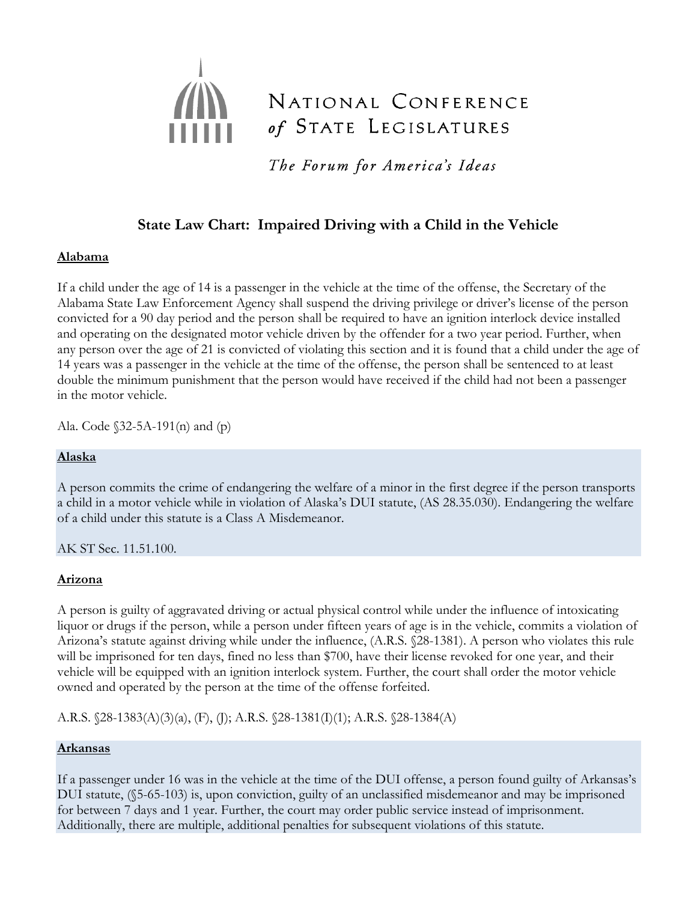NATIONAL CONFERENCE *of* STATE LEGISLATURES

*The Forum for America's Ideas*

# State Law Chart: Impaired Driving with a Child in the Vehicle

## Alabama

If a child under the age of 14 is a passenger in the vehicle at the time of the offense, the Secretary of the Alabama State Law Enforcement Agency shall suspend the driving privilege or driver's license of the person convicted for a 90 day period and the person shall be required to have an ignition interlock device installed and operating on the designated motor vehicle driven by the offender for a two year period. Further, when any person over the age of 21 is convicted of violating this section and it is found that a child under the age of 14 years was a passenger in the vehicle at the time of the offense, the person shall be sentenced to at least double the minimum punishment that the person would have received if the child had not been a passenger in the motor vehicle.

Ala. Code §32-5A-191(n) and (p)

## Alaska

A person commits the crime of endangering the welfare of a minor in the first degree if the person transports a child in a motor vehicle while in violation of Alaska's DUI statute, (AS 28.35.030). Endangering the welfare of a child under this statute is a Class A Misdemeanor.

AK ST Sec. 11.51.100.

## Arizona

A person is guilty of aggravated driving or actual physical control while under the influence of intoxicating liquor or drugs if the person, while a person under fifteen years of age is in the vehicle, commits a violation of Arizona's statute against driving while under the influence, (A.R.S. §28-1381). A person who violates this rule will be imprisoned for ten days, fined no less than $700, have their license revoked for one year, and their vehicle will be equipped with an ignition interlock system. Further, the court shall order the motor vehicle owned and operated by the person at the time of the offense forfeited.

A.R.S. §28-1383(A)(3)(a), (F), (J); A.R.S. §28-1381(I)(1); A.R.S. §28-1384(A)

## Arkansas

If a passenger under 16 was in the vehicle at the time of the DUI offense, a person found guilty of Arkansas's DUI statute, (§5-65-103) is, upon conviction, guilty of an unclassified misdemeanor and may be imprisoned for between 7 days and 1 year. Further, the court may order public service instead of imprisonment. Additionally, there are multiple, additional penalties for subsequent violations of this statute.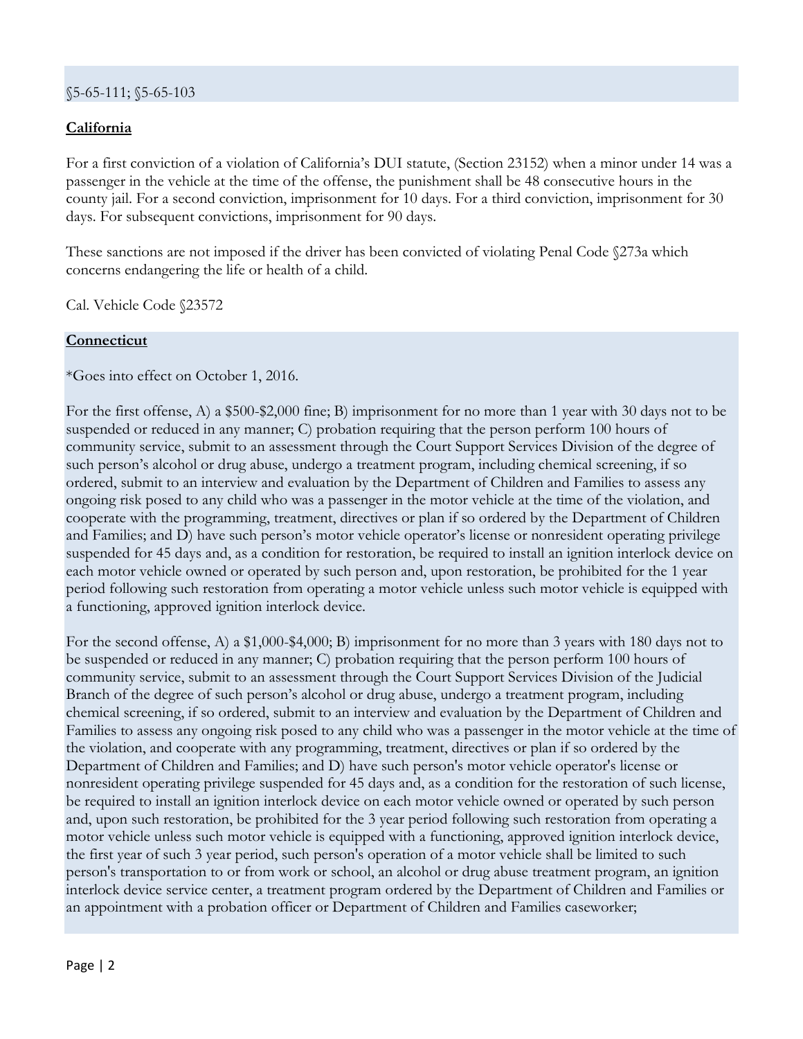§5-65-111; §5-65-103

**California**

For a first conviction of a violation of California's DUI statute, (Section 23152) when a minor under 14 was a passenger in the vehicle at the time of the offense, the punishment shall be 48 consecutive hours in the county jail. For a second conviction, imprisonment for 10 days. For a third conviction, imprisonment for 30 days. For subsequent convictions, imprisonment for 90 days.

These sanctions are not imposed if the driver has been convicted of violating Penal Code §273a which concerns endangering the life or health of a child.

Cal. Vehicle Code §23572

**Connecticut**

*Goes into effect on October 1, 2016.

For the first offense, A) a $500-$2,000 fine; B) imprisonment for no more than 1 year with 30 days not to be suspended or reduced in any manner; C) probation requiring that the person perform 100 hours of community service, submit to an assessment through the Court Support Services Division of the degree of such person's alcohol or drug abuse, undergo a treatment program, including chemical screening, if so ordered, submit to an interview and evaluation by the Department of Children and Families to assess any ongoing risk posed to any child who was a passenger in the motor vehicle at the time of the violation, and cooperate with the programming, treatment, directives or plan if so ordered by the Department of Children and Families; and D) have such person's motor vehicle operator's license or nonresident operating privilege suspended for 45 days and, as a condition for restoration, be required to install an ignition interlock device on each motor vehicle owned or operated by such person and, upon restoration, be prohibited for the 1 year period following such restoration from operating a motor vehicle unless such motor vehicle is equipped with a functioning, approved ignition interlock device.

For the second offense, A) a $1,000-$4,000; B) imprisonment for no more than 3 years with 180 days not to be suspended or reduced in any manner; C) probation requiring that the person perform 100 hours of community service, submit to an assessment through the Court Support Services Division of the Judicial Branch of the degree of such person's alcohol or drug abuse, undergo a treatment program, including chemical screening, if so ordered, submit to an interview and evaluation by the Department of Children and Families to assess any ongoing risk posed to any child who was a passenger in the motor vehicle at the time of the violation, and cooperate with any programming, treatment, directives or plan if so ordered by the Department of Children and Families; and D) have such person's motor vehicle operator's license or nonresident operating privilege suspended for 45 days and, as a condition for the restoration of such license, be required to install an ignition interlock device on each motor vehicle owned or operated by such person and, upon such restoration, be prohibited for the 3 year period following such restoration from operating a motor vehicle unless such motor vehicle is equipped with a functioning, approved ignition interlock device, the first year of such 3 year period, such person's operation of a motor vehicle shall be limited to such person's transportation to or from work or school, an alcohol or drug abuse treatment program, an ignition interlock device service center, a treatment program ordered by the Department of Children and Families or an appointment with a probation officer or Department of Children and Families caseworker;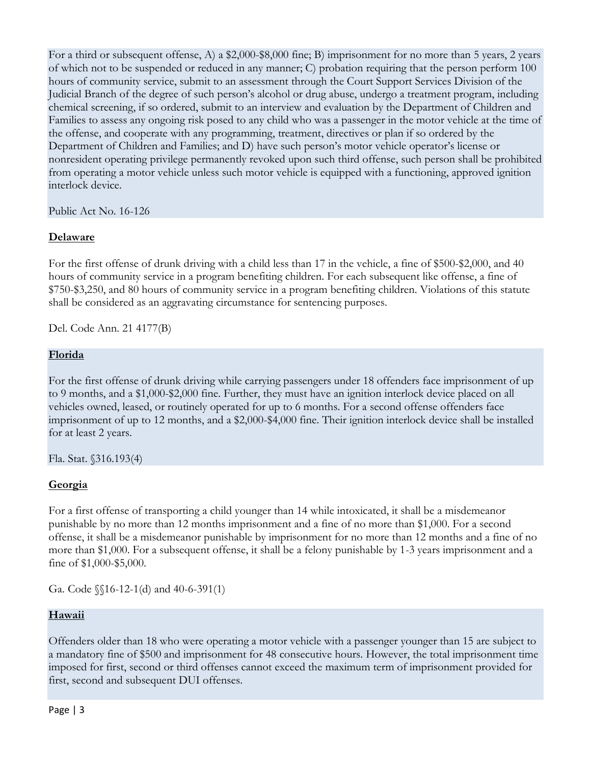For a third or subsequent offense, A) a $2,000-$8,000 fine; B) imprisonment for no more than 5 years, 2 years of which not to be suspended or reduced in any manner; C) probation requiring that the person perform 100 hours of community service, submit to an assessment through the Court Support Services Division of the Judicial Branch of the degree of such person's alcohol or drug abuse, undergo a treatment program, including chemical screening, if so ordered, submit to an interview and evaluation by the Department of Children and Families to assess any ongoing risk posed to any child who was a passenger in the motor vehicle at the time of the offense, and cooperate with any programming, treatment, directives or plan if so ordered by the Department of Children and Families; and D) have such person's motor vehicle operator's license or nonresident operating privilege permanently revoked upon such third offense, such person shall be prohibited from operating a motor vehicle unless such motor vehicle is equipped with a functioning, approved ignition interlock device.

Public Act No. 16-126

**Delaware**

For the first offense of drunk driving with a child less than 17 in the vehicle, a fine of $500-$2,000, and 40 hours of community service in a program benefiting children. For each subsequent like offense, a fine of $750-$3,250, and 80 hours of community service in a program benefiting children. Violations of this statute shall be considered as an aggravating circumstance for sentencing purposes.

Del. Code Ann. 21 4177(B)

**Florida**

For the first offense of drunk driving while carrying passengers under 18 offenders face imprisonment of up to 9 months, and a $1,000-$2,000 fine. Further, they must have an ignition interlock device placed on all vehicles owned, leased, or routinely operated for up to 6 months. For a second offense offenders face imprisonment of up to 12 months, and a $2,000-$4,000 fine. Their ignition interlock device shall be installed for at least 2 years.

Fla. Stat. §316.193(4)

**Georgia**

For a first offense of transporting a child younger than 14 while intoxicated, it shall be a misdemeanor punishable by no more than 12 months imprisonment and a fine of no more than $1,000. For a second offense, it shall be a misdemeanor punishable by imprisonment for no more than 12 months and a fine of no more than $1,000. For a subsequent offense, it shall be a felony punishable by 1-3 years imprisonment and a fine of $1,000-$5,000.

Ga. Code §§16-12-1(d) and 40-6-391(1)

**Hawaii**

Offenders older than 18 who were operating a motor vehicle with a passenger younger than 15 are subject to a mandatory fine of $500 and imprisonment for 48 consecutive hours. However, the total imprisonment time imposed for first, second or third offenses cannot exceed the maximum term of imprisonment provided for first, second and subsequent DUI offenses.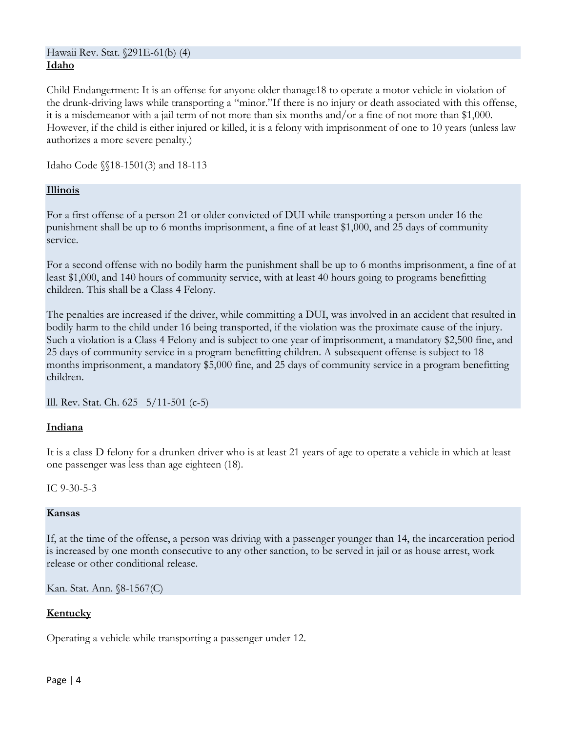Hawaii Rev. Stat. §291E-61(b) (4)

**Idaho**

Child Endangerment: It is an offense for anyone older thanage18 to operate a motor vehicle in violation of the drunk-driving laws while transporting a "minor."If there is no injury or death associated with this offense, it is a misdemeanor with a jail term of not more than six months and/or a fine of not more than $1,000. However, if the child is either injured or killed, it is a felony with imprisonment of one to 10 years (unless law authorizes a more severe penalty.)

Idaho Code §§18-1501(3) and 18-113

**Illinois**

For a first offense of a person 21 or older convicted of DUI while transporting a person under 16 the punishment shall be up to 6 months imprisonment, a fine of at least $1,000, and 25 days of community service.

For a second offense with no bodily harm the punishment shall be up to 6 months imprisonment, a fine of at least $1,000, and 140 hours of community service, with at least 40 hours going to programs benefitting children. This shall be a Class 4 Felony.

The penalties are increased if the driver, while committing a DUI, was involved in an accident that resulted in bodily harm to the child under 16 being transported, if the violation was the proximate cause of the injury. Such a violation is a Class 4 Felony and is subject to one year of imprisonment, a mandatory $2,500 fine, and 25 days of community service in a program benefitting children. A subsequent offense is subject to 18 months imprisonment, a mandatory $5,000 fine, and 25 days of community service in a program benefitting children.

Ill. Rev. Stat. Ch. 625 5/11-501 (c-5)

**Indiana**

It is a class D felony for a drunken driver who is at least 21 years of age to operate a vehicle in which at least one passenger was less than age eighteen (18).

IC 9-30-5-3

**Kansas**

If, at the time of the offense, a person was driving with a passenger younger than 14, the incarceration period is increased by one month consecutive to any other sanction, to be served in jail or as house arrest, work release or other conditional release.

Kan. Stat. Ann. §8-1567(C)

**Kentucky**

Operating a vehicle while transporting a passenger under 12.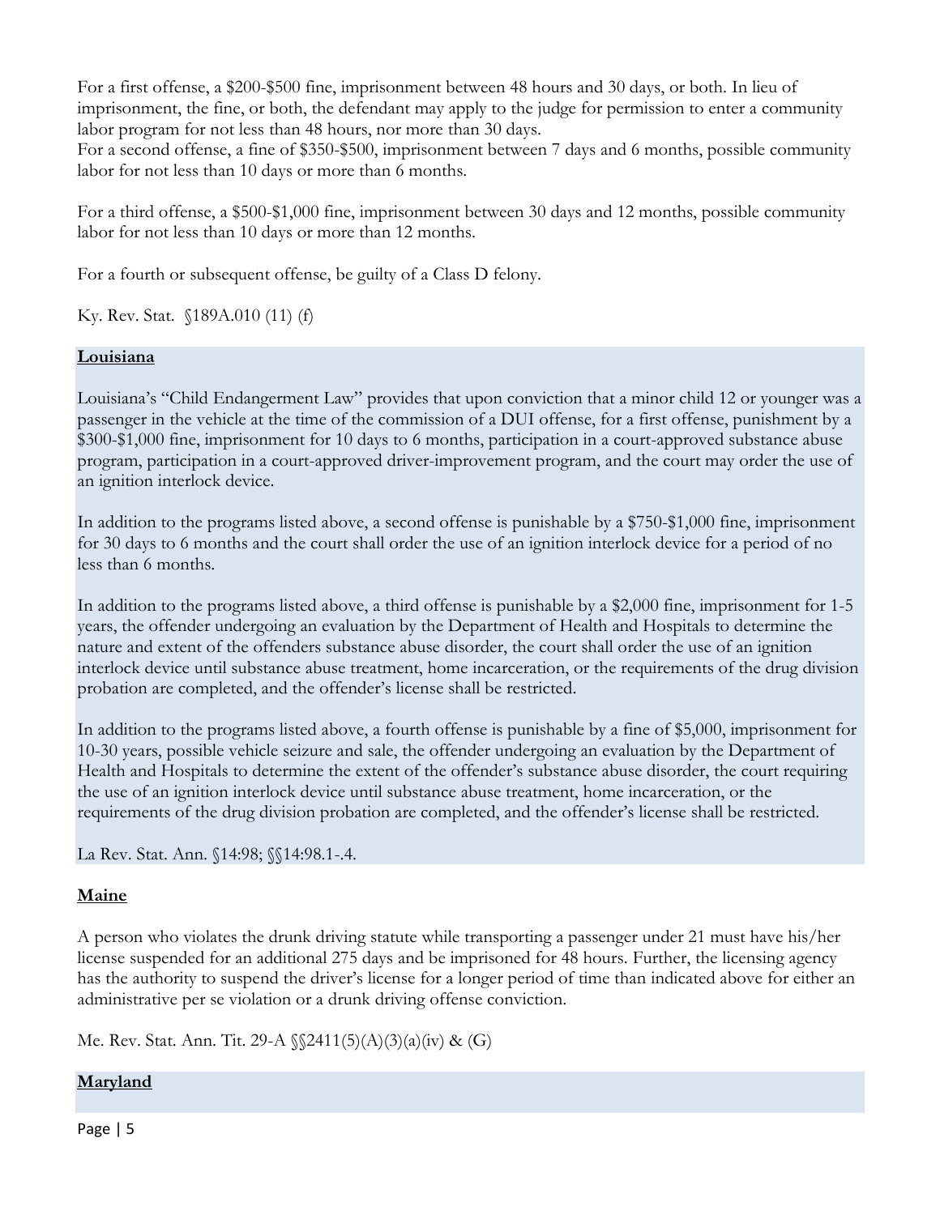For a first offense, a $200-$500 fine, imprisonment between 48 hours and 30 days, or both. In lieu of imprisonment, the fine, or both, the defendant may apply to the judge for permission to enter a community labor program for not less than 48 hours, nor more than 30 days.
For a second offense, a fine of $350-$500, imprisonment between 7 days and 6 months, possible community labor for not less than 10 days or more than 6 months.

For a third offense, a $500-$1,000 fine, imprisonment between 30 days and 12 months, possible community labor for not less than 10 days or more than 12 months.

For a fourth or subsequent offense, be guilty of a Class D felony.

Ky. Rev. Stat. §189A.010 (11) (f)

**Louisiana**

Louisiana's "Child Endangerment Law" provides that upon conviction that a minor child 12 or younger was a passenger in the vehicle at the time of the commission of a DUI offense, for a first offense, punishment by a $300-$1,000 fine, imprisonment for 10 days to 6 months, participation in a court-approved substance abuse program, participation in a court-approved driver-improvement program, and the court may order the use of an ignition interlock device.

In addition to the programs listed above, a second offense is punishable by a $750-$1,000 fine, imprisonment for 30 days to 6 months and the court shall order the use of an ignition interlock device for a period of no less than 6 months.

In addition to the programs listed above, a third offense is punishable by a $2,000 fine, imprisonment for 1-5 years, the offender undergoing an evaluation by the Department of Health and Hospitals to determine the nature and extent of the offenders substance abuse disorder, the court shall order the use of an ignition interlock device until substance abuse treatment, home incarceration, or the requirements of the drug division probation are completed, and the offender's license shall be restricted.

In addition to the programs listed above, a fourth offense is punishable by a fine of $5,000, imprisonment for 10-30 years, possible vehicle seizure and sale, the offender undergoing an evaluation by the Department of Health and Hospitals to determine the extent of the offender's substance abuse disorder, the court requiring the use of an ignition interlock device until substance abuse treatment, home incarceration, or the requirements of the drug division probation are completed, and the offender's license shall be restricted.

La Rev. Stat. Ann. §14:98; §§14:98.1-.4.

**Maine**

A person who violates the drunk driving statute while transporting a passenger under 21 must have his/her license suspended for an additional 275 days and be imprisoned for 48 hours. Further, the licensing agency has the authority to suspend the driver's license for a longer period of time than indicated above for either an administrative per se violation or a drunk driving offense conviction.

Me. Rev. Stat. Ann. Tit. 29-A §§2411(5)(A)(3)(a)(iv) & (G)

**Maryland**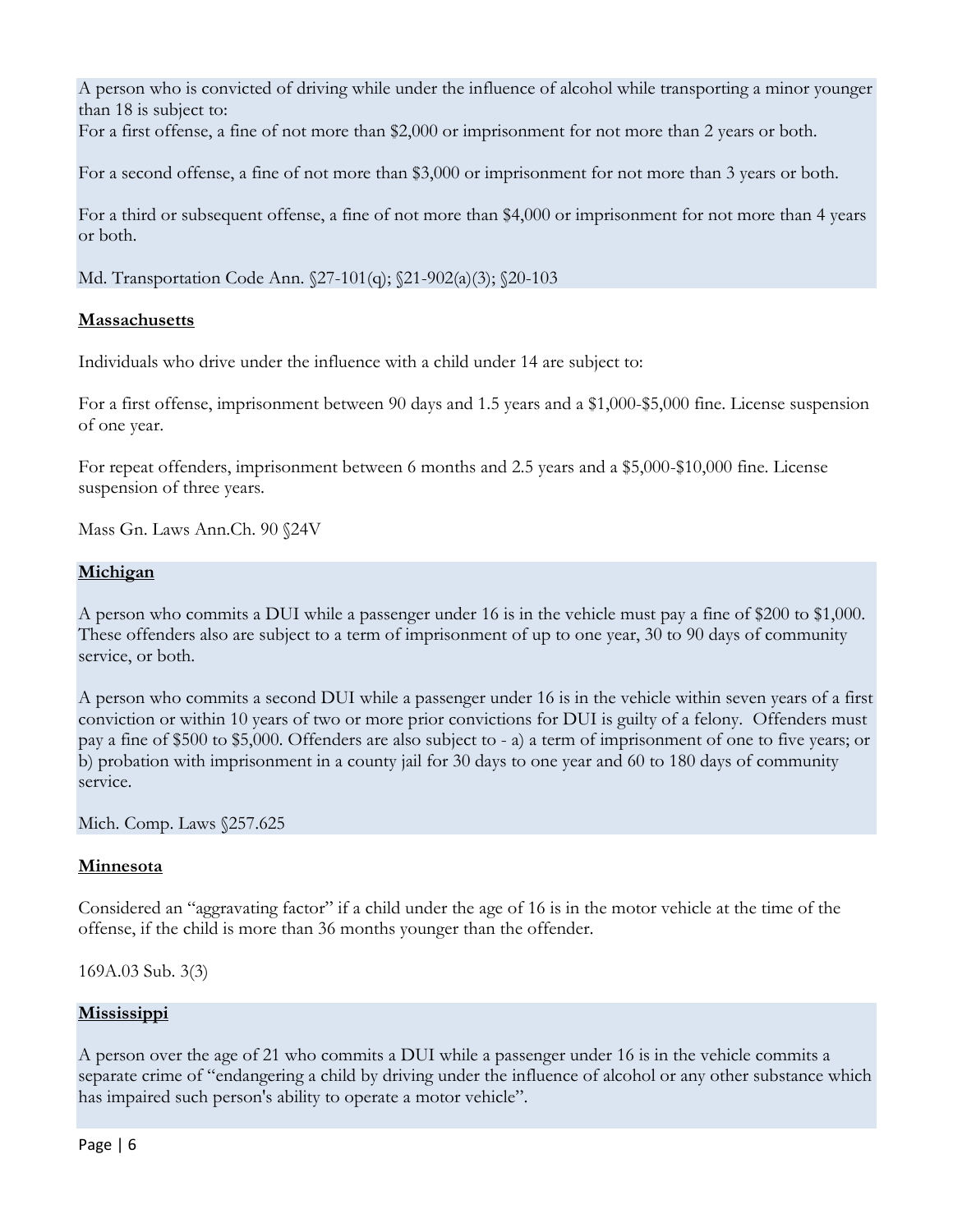A person who is convicted of driving while under the influence of alcohol while transporting a minor younger than 18 is subject to:
For a first offense, a fine of not more than $2,000 or imprisonment for not more than 2 years or both.

For a second offense, a fine of not more than $3,000 or imprisonment for not more than 3 years or both.

For a third or subsequent offense, a fine of not more than $4,000 or imprisonment for not more than 4 years or both.

Md. Transportation Code Ann. §27-101(q); §21-902(a)(3); §20-103

**Massachusetts**

Individuals who drive under the influence with a child under 14 are subject to:

For a first offense, imprisonment between 90 days and 1.5 years and a $1,000-$5,000 fine. License suspension of one year.

For repeat offenders, imprisonment between 6 months and 2.5 years and a $5,000-$10,000 fine. License suspension of three years.

Mass Gn. Laws Ann.Ch. 90 §24V

**Michigan**

A person who commits a DUI while a passenger under 16 is in the vehicle must pay a fine of $200 to $1,000. These offenders also are subject to a term of imprisonment of up to one year, 30 to 90 days of community service, or both.

A person who commits a second DUI while a passenger under 16 is in the vehicle within seven years of a first conviction or within 10 years of two or more prior convictions for DUI is guilty of a felony. Offenders must pay a fine of $500 to $5,000. Offenders are also subject to - a) a term of imprisonment of one to five years; or b) probation with imprisonment in a county jail for 30 days to one year and 60 to 180 days of community service.

Mich. Comp. Laws §257.625

**Minnesota**

Considered an "aggravating factor" if a child under the age of 16 is in the motor vehicle at the time of the offense, if the child is more than 36 months younger than the offender.

169A.03 Sub. 3(3)

**Mississippi**

A person over the age of 21 who commits a DUI while a passenger under 16 is in the vehicle commits a separate crime of "endangering a child by driving under the influence of alcohol or any other substance which has impaired such person's ability to operate a motor vehicle".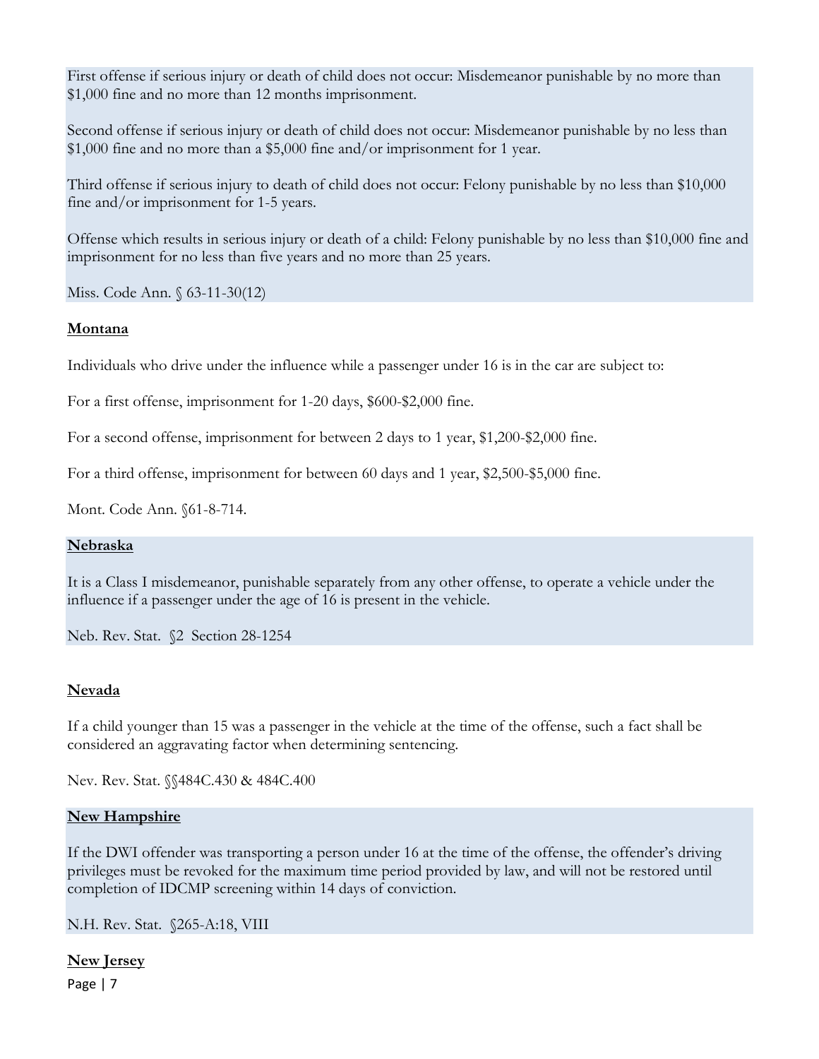First offense if serious injury or death of child does not occur: Misdemeanor punishable by no more than $1,000 fine and no more than 12 months imprisonment.

Second offense if serious injury or death of child does not occur: Misdemeanor punishable by no less than $1,000 fine and no more than a $5,000 fine and/or imprisonment for 1 year.

Third offense if serious injury to death of child does not occur: Felony punishable by no less than $10,000 fine and/or imprisonment for 1-5 years.

Offense which results in serious injury or death of a child: Felony punishable by no less than $10,000 fine and imprisonment for no less than five years and no more than 25 years.

Miss. Code Ann. § 63-11-30(12)

**Montana**

Individuals who drive under the influence while a passenger under 16 is in the car are subject to:

For a first offense, imprisonment for 1-20 days, $600-$2,000 fine.

For a second offense, imprisonment for between 2 days to 1 year, $1,200-$2,000 fine.

For a third offense, imprisonment for between 60 days and 1 year, $2,500-$5,000 fine.

Mont. Code Ann. §61-8-714.

**Nebraska**

It is a Class I misdemeanor, punishable separately from any other offense, to operate a vehicle under the influence if a passenger under the age of 16 is present in the vehicle.

Neb. Rev. Stat. §2 Section 28-1254

**Nevada**

If a child younger than 15 was a passenger in the vehicle at the time of the offense, such a fact shall be considered an aggravating factor when determining sentencing.

Nev. Rev. Stat. §§484C.430 & 484C.400

**New Hampshire**

If the DWI offender was transporting a person under 16 at the time of the offense, the offender's driving privileges must be revoked for the maximum time period provided by law, and will not be restored until completion of IDCMP screening within 14 days of conviction.

N.H. Rev. Stat. §265-A:18, VIII

**New Jersey**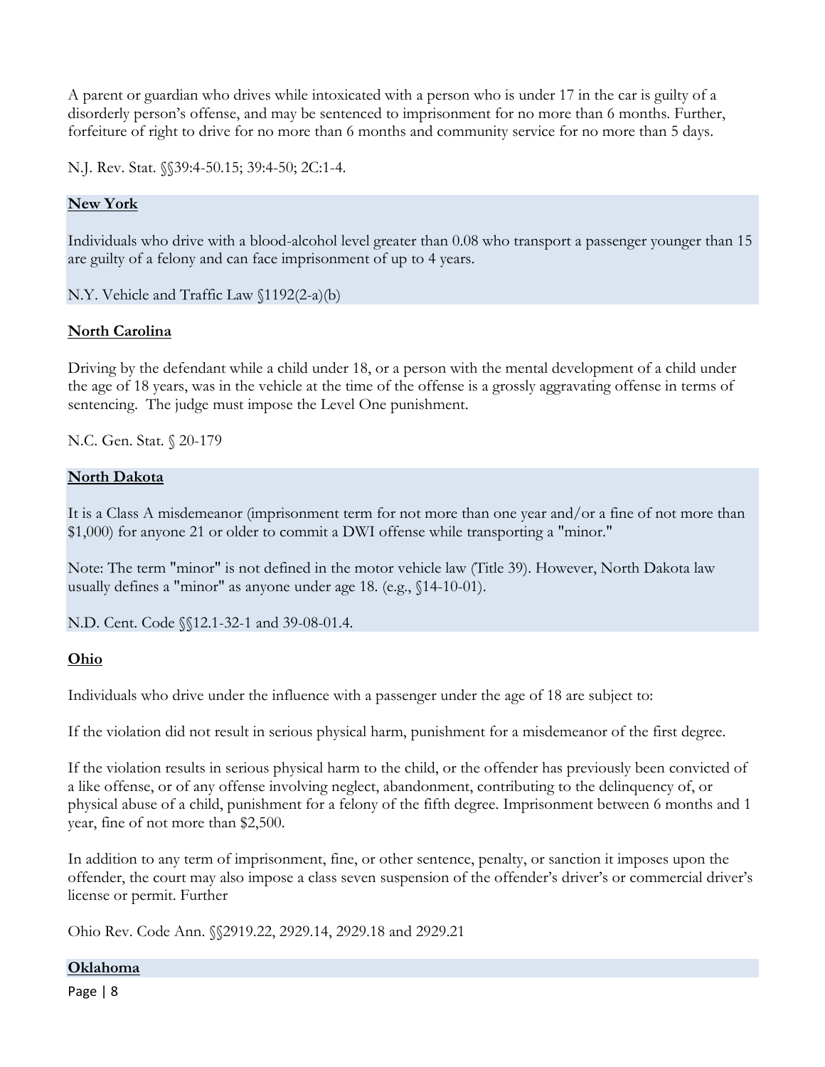A parent or guardian who drives while intoxicated with a person who is under 17 in the car is guilty of a disorderly person's offense, and may be sentenced to imprisonment for no more than 6 months. Further, forfeiture of right to drive for no more than 6 months and community service for no more than 5 days.

N.J. Rev. Stat. §§39:4-50.15; 39:4-50; 2C:1-4.

**New York**

Individuals who drive with a blood-alcohol level greater than 0.08 who transport a passenger younger than 15 are guilty of a felony and can face imprisonment of up to 4 years.

N.Y. Vehicle and Traffic Law §1192(2-a)(b)

**North Carolina**

Driving by the defendant while a child under 18, or a person with the mental development of a child under the age of 18 years, was in the vehicle at the time of the offense is a grossly aggravating offense in terms of sentencing. The judge must impose the Level One punishment.

N.C. Gen. Stat. § 20-179

**North Dakota**

It is a Class A misdemeanor (imprisonment term for not more than one year and/or a fine of not more than $1,000) for anyone 21 or older to commit a DWI offense while transporting a "minor."

Note: The term "minor" is not defined in the motor vehicle law (Title 39). However, North Dakota law usually defines a "minor" as anyone under age 18. (e.g., §14-10-01).

N.D. Cent. Code §§12.1-32-1 and 39-08-01.4.

**Ohio**

Individuals who drive under the influence with a passenger under the age of 18 are subject to:

If the violation did not result in serious physical harm, punishment for a misdemeanor of the first degree.

If the violation results in serious physical harm to the child, or the offender has previously been convicted of a like offense, or of any offense involving neglect, abandonment, contributing to the delinquency of, or physical abuse of a child, punishment for a felony of the fifth degree. Imprisonment between 6 months and 1 year, fine of not more than $2,500.

In addition to any term of imprisonment, fine, or other sentence, penalty, or sanction it imposes upon the offender, the court may also impose a class seven suspension of the offender's driver's or commercial driver's license or permit. Further

Ohio Rev. Code Ann. §§2919.22, 2929.14, 2929.18 and 2929.21

**Oklahoma**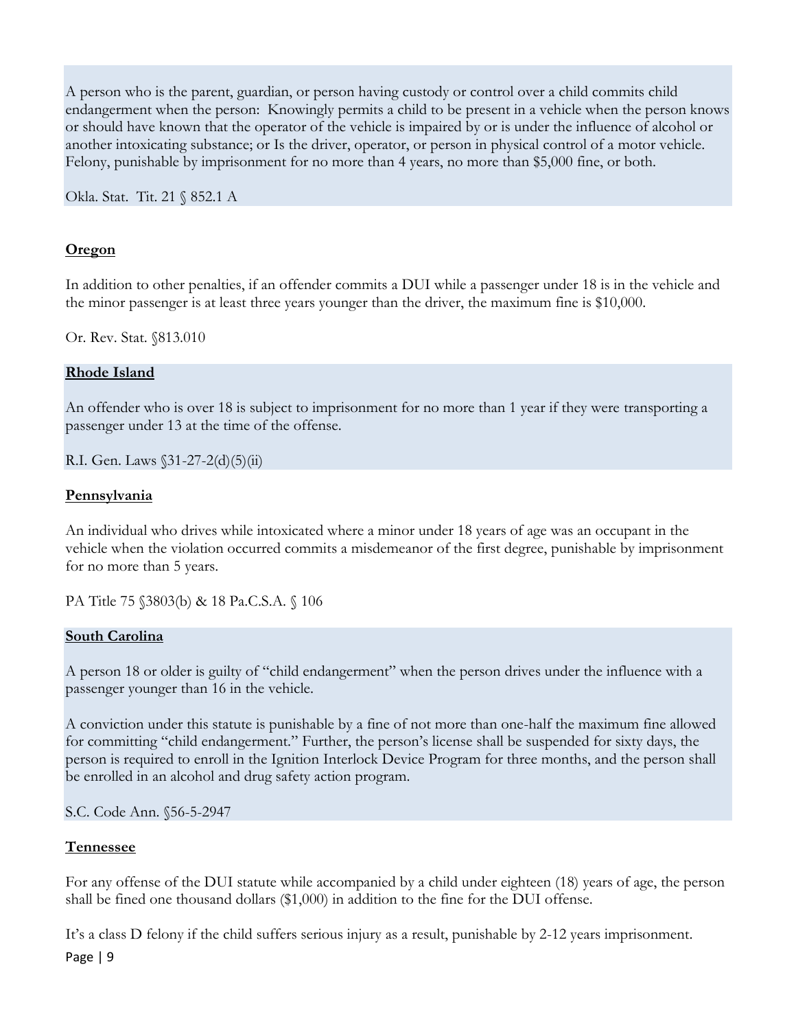A person who is the parent, guardian, or person having custody or control over a child commits child endangerment when the person: Knowingly permits a child to be present in a vehicle when the person knows or should have known that the operator of the vehicle is impaired by or is under the influence of alcohol or another intoxicating substance; or Is the driver, operator, or person in physical control of a motor vehicle. Felony, punishable by imprisonment for no more than 4 years, no more than $5,000 fine, or both.

Okla. Stat. Tit. 21 § 852.1 A

**Oregon**

In addition to other penalties, if an offender commits a DUI while a passenger under 18 is in the vehicle and the minor passenger is at least three years younger than the driver, the maximum fine is $10,000.

Or. Rev. Stat. §813.010

**Rhode Island**

An offender who is over 18 is subject to imprisonment for no more than 1 year if they were transporting a passenger under 13 at the time of the offense.

R.I. Gen. Laws §31-27-2(d)(5)(ii)

**Pennsylvania**

An individual who drives while intoxicated where a minor under 18 years of age was an occupant in the vehicle when the violation occurred commits a misdemeanor of the first degree, punishable by imprisonment for no more than 5 years.

PA Title 75 §3803(b) & 18 Pa.C.S.A. § 106

**South Carolina**

A person 18 or older is guilty of "child endangerment" when the person drives under the influence with a passenger younger than 16 in the vehicle.

A conviction under this statute is punishable by a fine of not more than one-half the maximum fine allowed for committing "child endangerment." Further, the person's license shall be suspended for sixty days, the person is required to enroll in the Ignition Interlock Device Program for three months, and the person shall be enrolled in an alcohol and drug safety action program.

S.C. Code Ann. §56-5-2947

**Tennessee**

For any offense of the DUI statute while accompanied by a child under eighteen (18) years of age, the person shall be fined one thousand dollars ($1,000) in addition to the fine for the DUI offense.

It's a class D felony if the child suffers serious injury as a result, punishable by 2-12 years imprisonment.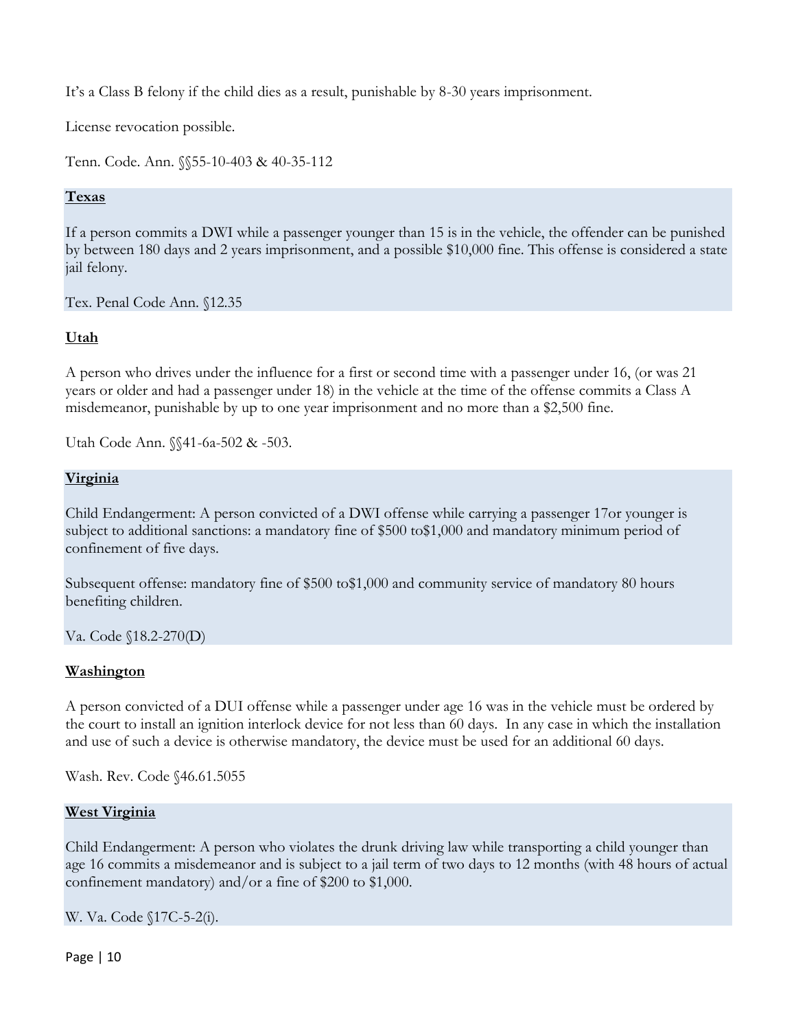It's a Class B felony if the child dies as a result, punishable by 8-30 years imprisonment.

License revocation possible.

Tenn. Code. Ann. §§55-10-403 & 40-35-112

**Texas**

If a person commits a DWI while a passenger younger than 15 is in the vehicle, the offender can be punished by between 180 days and 2 years imprisonment, and a possible $10,000 fine. This offense is considered a state jail felony.

Tex. Penal Code Ann. §12.35

**Utah**

A person who drives under the influence for a first or second time with a passenger under 16, (or was 21 years or older and had a passenger under 18) in the vehicle at the time of the offense commits a Class A misdemeanor, punishable by up to one year imprisonment and no more than a $2,500 fine.

Utah Code Ann. §§41-6a-502 & -503.

**Virginia**

Child Endangerment: A person convicted of a DWI offense while carrying a passenger 17or younger is subject to additional sanctions: a mandatory fine of $500 to$1,000 and mandatory minimum period of confinement of five days.

Subsequent offense: mandatory fine of $500 to$1,000 and community service of mandatory 80 hours benefiting children.

Va. Code §18.2-270(D)

**Washington**

A person convicted of a DUI offense while a passenger under age 16 was in the vehicle must be ordered by the court to install an ignition interlock device for not less than 60 days. In any case in which the installation and use of such a device is otherwise mandatory, the device must be used for an additional 60 days.

Wash. Rev. Code §46.61.5055

**West Virginia**

Child Endangerment: A person who violates the drunk driving law while transporting a child younger than age 16 commits a misdemeanor and is subject to a jail term of two days to 12 months (with 48 hours of actual confinement mandatory) and/or a fine of $200 to $1,000.

W. Va. Code §17C-5-2(i).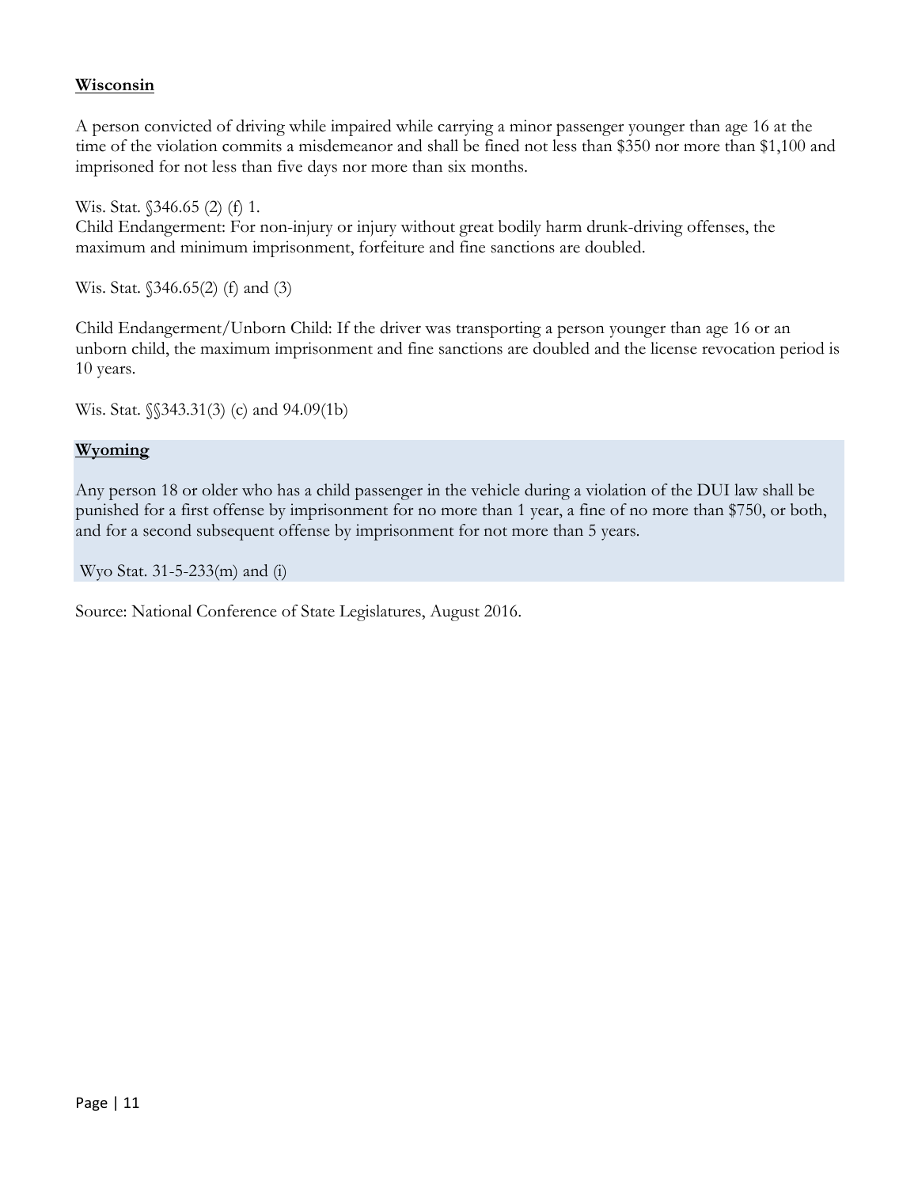**Wisconsin**

A person convicted of driving while impaired while carrying a minor passenger younger than age 16 at the time of the violation commits a misdemeanor and shall be fined not less than $350 nor more than $1,100 and imprisoned for not less than five days nor more than six months.

Wis. Stat. §346.65 (2) (f) 1.
Child Endangerment: For non-injury or injury without great bodily harm drunk-driving offenses, the maximum and minimum imprisonment, forfeiture and fine sanctions are doubled.

Wis. Stat. §346.65(2) (f) and (3)

Child Endangerment/Unborn Child: If the driver was transporting a person younger than age 16 or an unborn child, the maximum imprisonment and fine sanctions are doubled and the license revocation period is 10 years.

Wis. Stat. §§343.31(3) (c) and 94.09(1b)

**Wyoming**

Any person 18 or older who has a child passenger in the vehicle during a violation of the DUI law shall be punished for a first offense by imprisonment for no more than 1 year, a fine of no more than $750, or both, and for a second subsequent offense by imprisonment for not more than 5 years.

Wyo Stat. 31-5-233(m) and (i)

Source: National Conference of State Legislatures, August 2016.